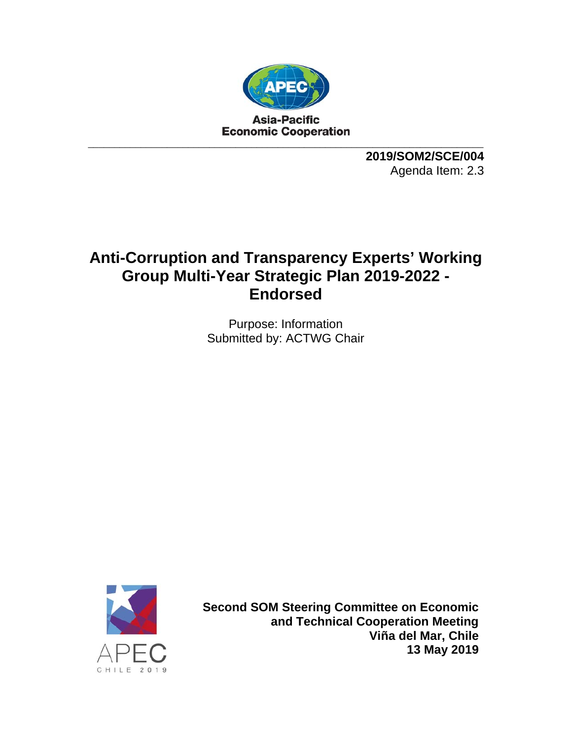Asia-Pacific
Economic Cooperation

**2019/SOM2/SCE/004**
Agenda Item: 2.3

# Anti-Corruption and Transparency Experts' Working Group Multi-Year Strategic Plan 2019-2022 - Endorsed

Purpose: Information
Submitted by: ACTWG Chair

APEC
CHILE 2019

**Second SOM Steering Committee on Economic and Technical Cooperation Meeting**
**Viña del Mar, Chile**
**13 May 2019**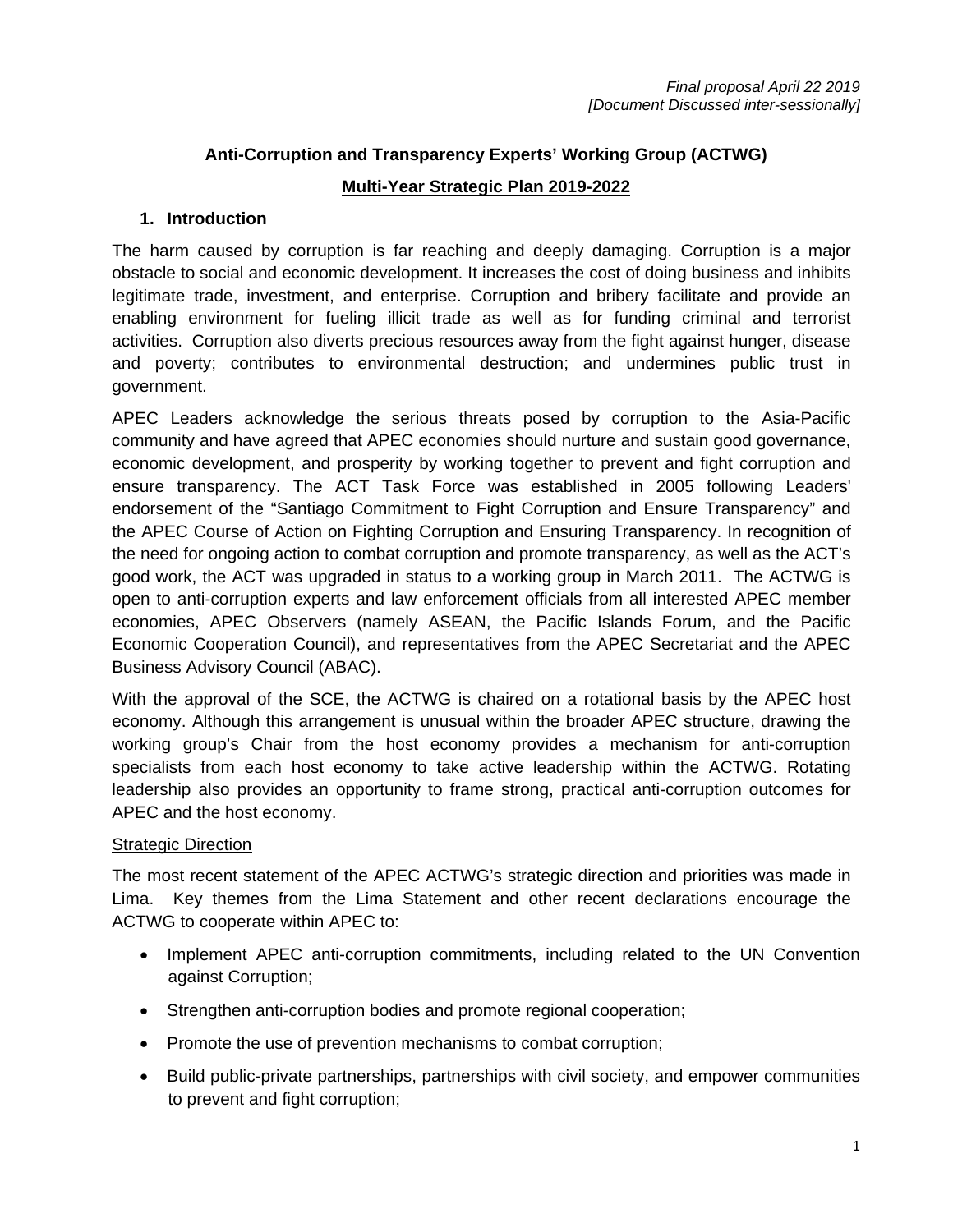*Final proposal April 22 2019*
*[Document Discussed inter-sessionally]*

**Anti-Corruption and Transparency Experts' Working Group (ACTWG)**

**Multi-Year Strategic Plan 2019-2022**

## 1. Introduction

The harm caused by corruption is far reaching and deeply damaging. Corruption is a major obstacle to social and economic development. It increases the cost of doing business and inhibits legitimate trade, investment, and enterprise. Corruption and bribery facilitate and provide an enabling environment for fueling illicit trade as well as for funding criminal and terrorist activities. Corruption also diverts precious resources away from the fight against hunger, disease and poverty; contributes to environmental destruction; and undermines public trust in government.

APEC Leaders acknowledge the serious threats posed by corruption to the Asia-Pacific community and have agreed that APEC economies should nurture and sustain good governance, economic development, and prosperity by working together to prevent and fight corruption and ensure transparency. The ACT Task Force was established in 2005 following Leaders' endorsement of the "Santiago Commitment to Fight Corruption and Ensure Transparency" and the APEC Course of Action on Fighting Corruption and Ensuring Transparency. In recognition of the need for ongoing action to combat corruption and promote transparency, as well as the ACT's good work, the ACT was upgraded in status to a working group in March 2011. The ACTWG is open to anti-corruption experts and law enforcement officials from all interested APEC member economies, APEC Observers (namely ASEAN, the Pacific Islands Forum, and the Pacific Economic Cooperation Council), and representatives from the APEC Secretariat and the APEC Business Advisory Council (ABAC).

With the approval of the SCE, the ACTWG is chaired on a rotational basis by the APEC host economy. Although this arrangement is unusual within the broader APEC structure, drawing the working group's Chair from the host economy provides a mechanism for anti-corruption specialists from each host economy to take active leadership within the ACTWG. Rotating leadership also provides an opportunity to frame strong, practical anti-corruption outcomes for APEC and the host economy.

<u>Strategic Direction</u>

The most recent statement of the APEC ACTWG's strategic direction and priorities was made in Lima. Key themes from the Lima Statement and other recent declarations encourage the ACTWG to cooperate within APEC to:

- Implement APEC anti-corruption commitments, including related to the UN Convention against Corruption;
- Strengthen anti-corruption bodies and promote regional cooperation;
- Promote the use of prevention mechanisms to combat corruption;
- Build public-private partnerships, partnerships with civil society, and empower communities to prevent and fight corruption;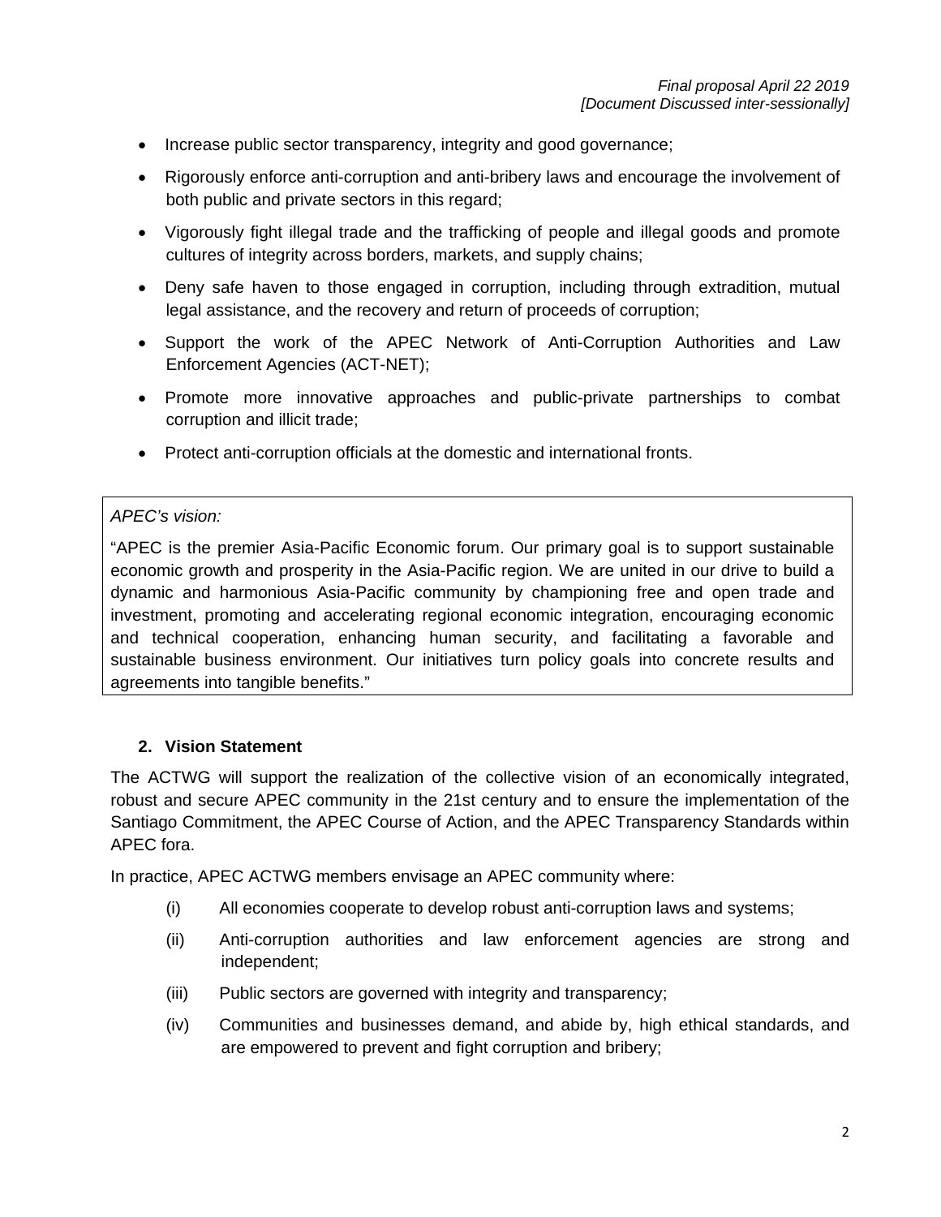- Increase public sector transparency, integrity and good governance;
- Rigorously enforce anti-corruption and anti-bribery laws and encourage the involvement of both public and private sectors in this regard;
- Vigorously fight illegal trade and the trafficking of people and illegal goods and promote cultures of integrity across borders, markets, and supply chains;
- Deny safe haven to those engaged in corruption, including through extradition, mutual legal assistance, and the recovery and return of proceeds of corruption;
- Support the work of the APEC Network of Anti-Corruption Authorities and Law Enforcement Agencies (ACT-NET);
- Promote more innovative approaches and public-private partnerships to combat corruption and illicit trade;
- Protect anti-corruption officials at the domestic and international fronts.

> *APEC's vision:*
>
> "APEC is the premier Asia-Pacific Economic forum. Our primary goal is to support sustainable economic growth and prosperity in the Asia-Pacific region. We are united in our drive to build a dynamic and harmonious Asia-Pacific community by championing free and open trade and investment, promoting and accelerating regional economic integration, encouraging economic and technical cooperation, enhancing human security, and facilitating a favorable and sustainable business environment. Our initiatives turn policy goals into concrete results and agreements into tangible benefits."

## 2. Vision Statement

The ACTWG will support the realization of the collective vision of an economically integrated, robust and secure APEC community in the 21st century and to ensure the implementation of the Santiago Commitment, the APEC Course of Action, and the APEC Transparency Standards within APEC fora.

In practice, APEC ACTWG members envisage an APEC community where:

(i) All economies cooperate to develop robust anti-corruption laws and systems;

(ii) Anti-corruption authorities and law enforcement agencies are strong and independent;

(iii) Public sectors are governed with integrity and transparency;

(iv) Communities and businesses demand, and abide by, high ethical standards, and are empowered to prevent and fight corruption and bribery;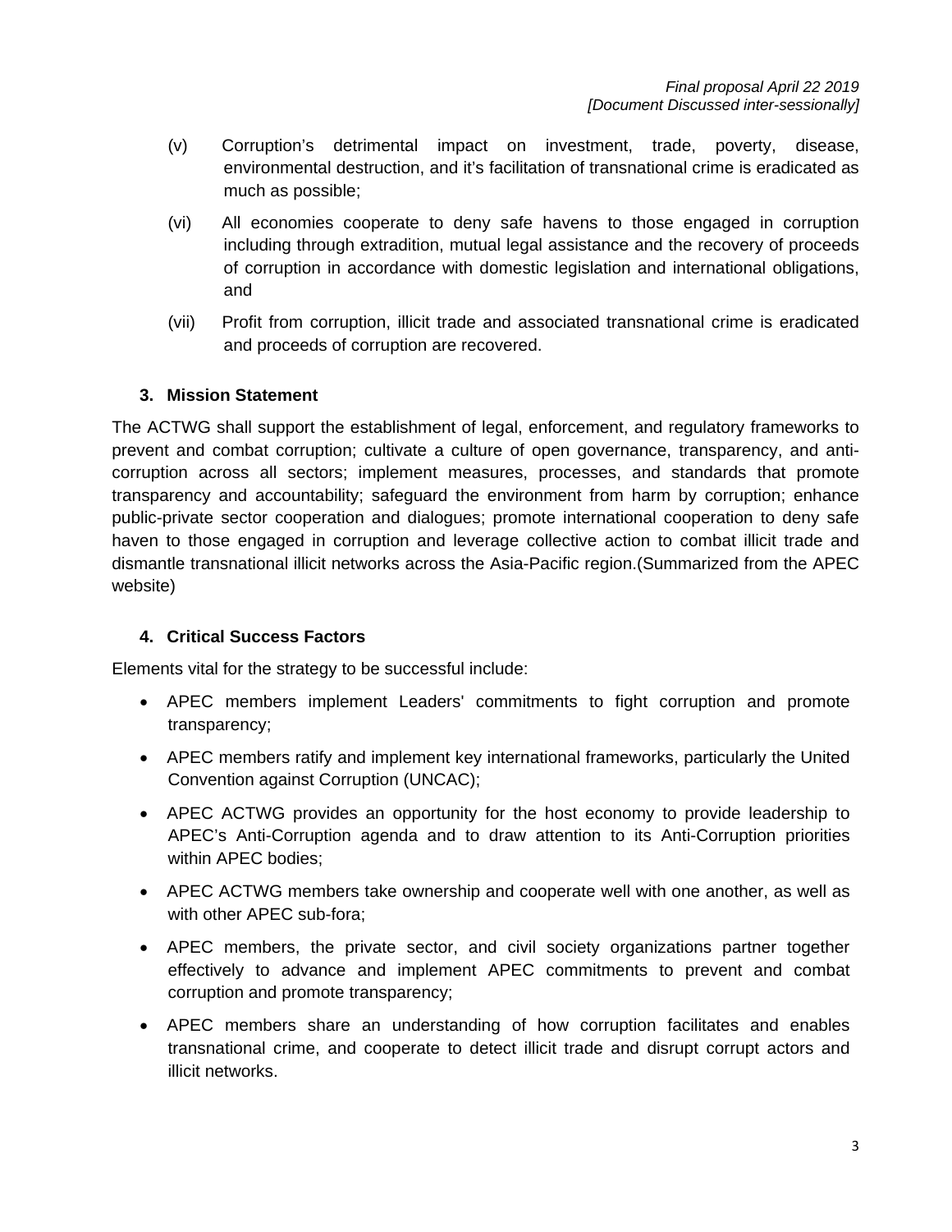(v) Corruption's detrimental impact on investment, trade, poverty, disease, environmental destruction, and it's facilitation of transnational crime is eradicated as much as possible;

(vi) All economies cooperate to deny safe havens to those engaged in corruption including through extradition, mutual legal assistance and the recovery of proceeds of corruption in accordance with domestic legislation and international obligations, and

(vii) Profit from corruption, illicit trade and associated transnational crime is eradicated and proceeds of corruption are recovered.

## 3. Mission Statement

The ACTWG shall support the establishment of legal, enforcement, and regulatory frameworks to prevent and combat corruption; cultivate a culture of open governance, transparency, and anti-corruption across all sectors; implement measures, processes, and standards that promote transparency and accountability; safeguard the environment from harm by corruption; enhance public-private sector cooperation and dialogues; promote international cooperation to deny safe haven to those engaged in corruption and leverage collective action to combat illicit trade and dismantle transnational illicit networks across the Asia-Pacific region.(Summarized from the APEC website)

## 4. Critical Success Factors

Elements vital for the strategy to be successful include:

- APEC members implement Leaders' commitments to fight corruption and promote transparency;
- APEC members ratify and implement key international frameworks, particularly the United Convention against Corruption (UNCAC);
- APEC ACTWG provides an opportunity for the host economy to provide leadership to APEC's Anti-Corruption agenda and to draw attention to its Anti-Corruption priorities within APEC bodies;
- APEC ACTWG members take ownership and cooperate well with one another, as well as with other APEC sub-fora;
- APEC members, the private sector, and civil society organizations partner together effectively to advance and implement APEC commitments to prevent and combat corruption and promote transparency;
- APEC members share an understanding of how corruption facilitates and enables transnational crime, and cooperate to detect illicit trade and disrupt corrupt actors and illicit networks.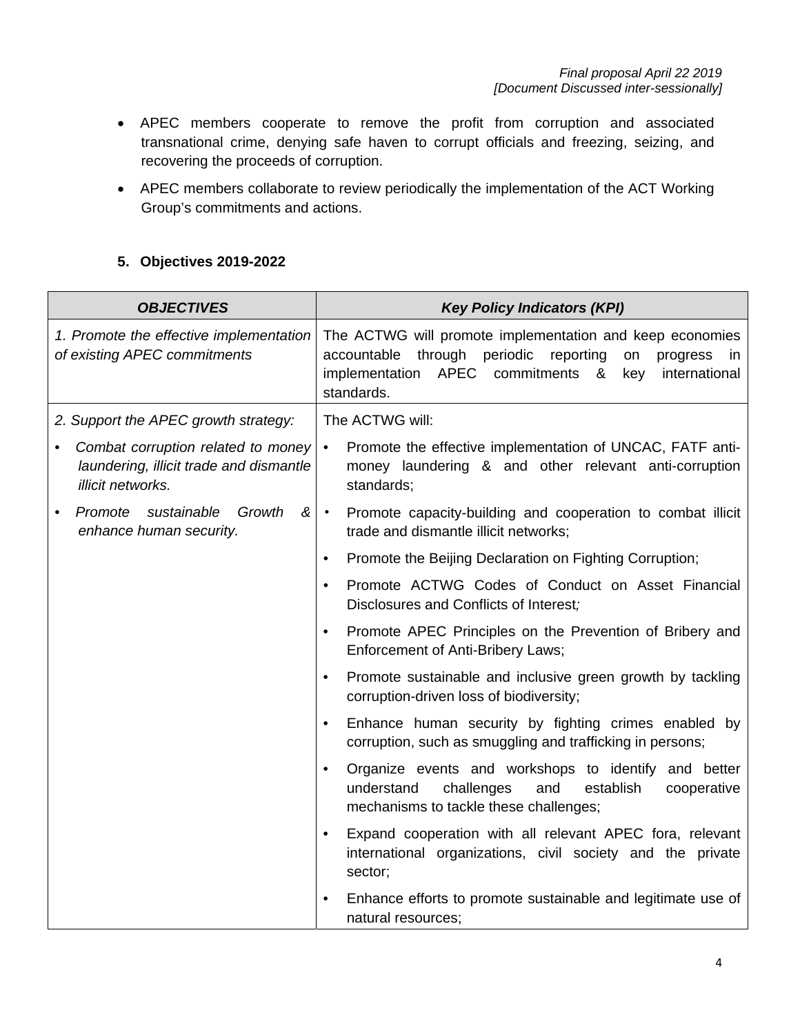*Final proposal April 22 2019*
*[Document Discussed inter-sessionally]*

- APEC members cooperate to remove the profit from corruption and associated transnational crime, denying safe haven to corrupt officials and freezing, seizing, and recovering the proceeds of corruption.
- APEC members collaborate to review periodically the implementation of the ACT Working Group's commitments and actions.

## 5. Objectives 2019-2022

| ***OBJECTIVES*** | ***Key Policy Indicators (KPI)*** |
|---|---|
| *1. Promote the effective implementation of existing APEC commitments* | The ACTWG will promote implementation and keep economies accountable through periodic reporting on progress in implementation APEC commitments & key international standards. |
| *2. Support the APEC growth strategy:*<br>• *Combat corruption related to money laundering, illicit trade and dismantle illicit networks.*<br>• *Promote sustainable Growth & enhance human security.* | The ACTWG will:<br>• Promote the effective implementation of UNCAC, FATF anti-money laundering & and other relevant anti-corruption standards;<br>• Promote capacity-building and cooperation to combat illicit trade and dismantle illicit networks;<br>• Promote the Beijing Declaration on Fighting Corruption;<br>• Promote ACTWG Codes of Conduct on Asset Financial Disclosures and Conflicts of Interest*;*<br>• Promote APEC Principles on the Prevention of Bribery and Enforcement of Anti-Bribery Laws;<br>• Promote sustainable and inclusive green growth by tackling corruption-driven loss of biodiversity;<br>• Enhance human security by fighting crimes enabled by corruption, such as smuggling and trafficking in persons;<br>• Organize events and workshops to identify and better understand challenges and establish cooperative mechanisms to tackle these challenges;<br>• Expand cooperation with all relevant APEC fora, relevant international organizations, civil society and the private sector;<br>• Enhance efforts to promote sustainable and legitimate use of natural resources; |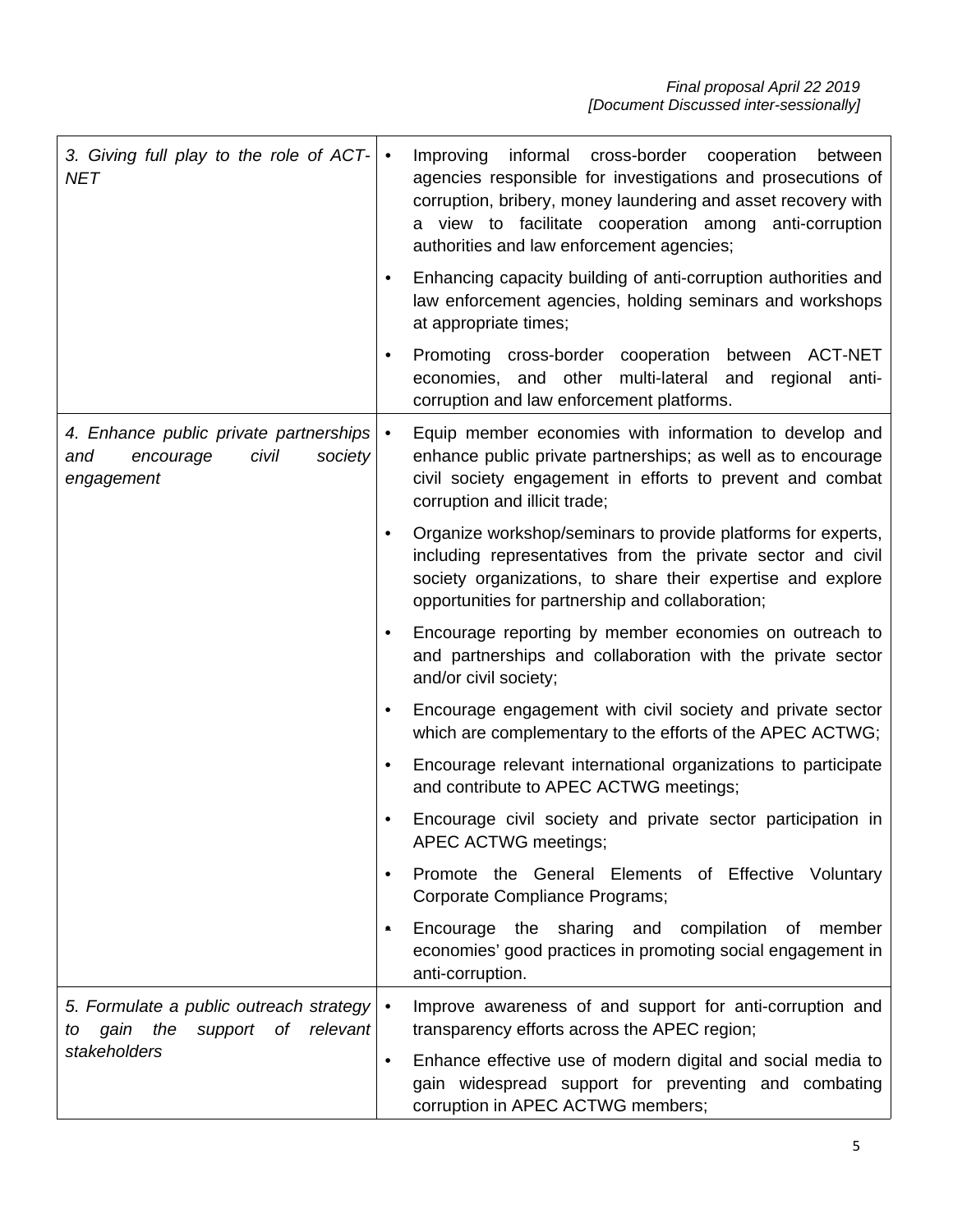| | |
|---|---|
| *3. Giving full play to the role of ACT-NET* | • Improving informal cross-border cooperation between agencies responsible for investigations and prosecutions of corruption, bribery, money laundering and asset recovery with a view to facilitate cooperation among anti-corruption authorities and law enforcement agencies;<br>• Enhancing capacity building of anti-corruption authorities and law enforcement agencies, holding seminars and workshops at appropriate times;<br>• Promoting cross-border cooperation between ACT-NET economies, and other multi-lateral and regional anti-corruption and law enforcement platforms. |
| *4. Enhance public private partnerships and encourage civil society engagement* | • Equip member economies with information to develop and enhance public private partnerships; as well as to encourage civil society engagement in efforts to prevent and combat corruption and illicit trade;<br>• Organize workshop/seminars to provide platforms for experts, including representatives from the private sector and civil society organizations, to share their expertise and explore opportunities for partnership and collaboration;<br>• Encourage reporting by member economies on outreach to and partnerships and collaboration with the private sector and/or civil society;<br>• Encourage engagement with civil society and private sector which are complementary to the efforts of the APEC ACTWG;<br>• Encourage relevant international organizations to participate and contribute to APEC ACTWG meetings;<br>• Encourage civil society and private sector participation in APEC ACTWG meetings;<br>• Promote the General Elements of Effective Voluntary Corporate Compliance Programs;<br>• Encourage the sharing and compilation of member economies' good practices in promoting social engagement in anti-corruption. |
| *5. Formulate a public outreach strategy to gain the support of relevant stakeholders* | • Improve awareness of and support for anti-corruption and transparency efforts across the APEC region;<br>• Enhance effective use of modern digital and social media to gain widespread support for preventing and combating corruption in APEC ACTWG members; |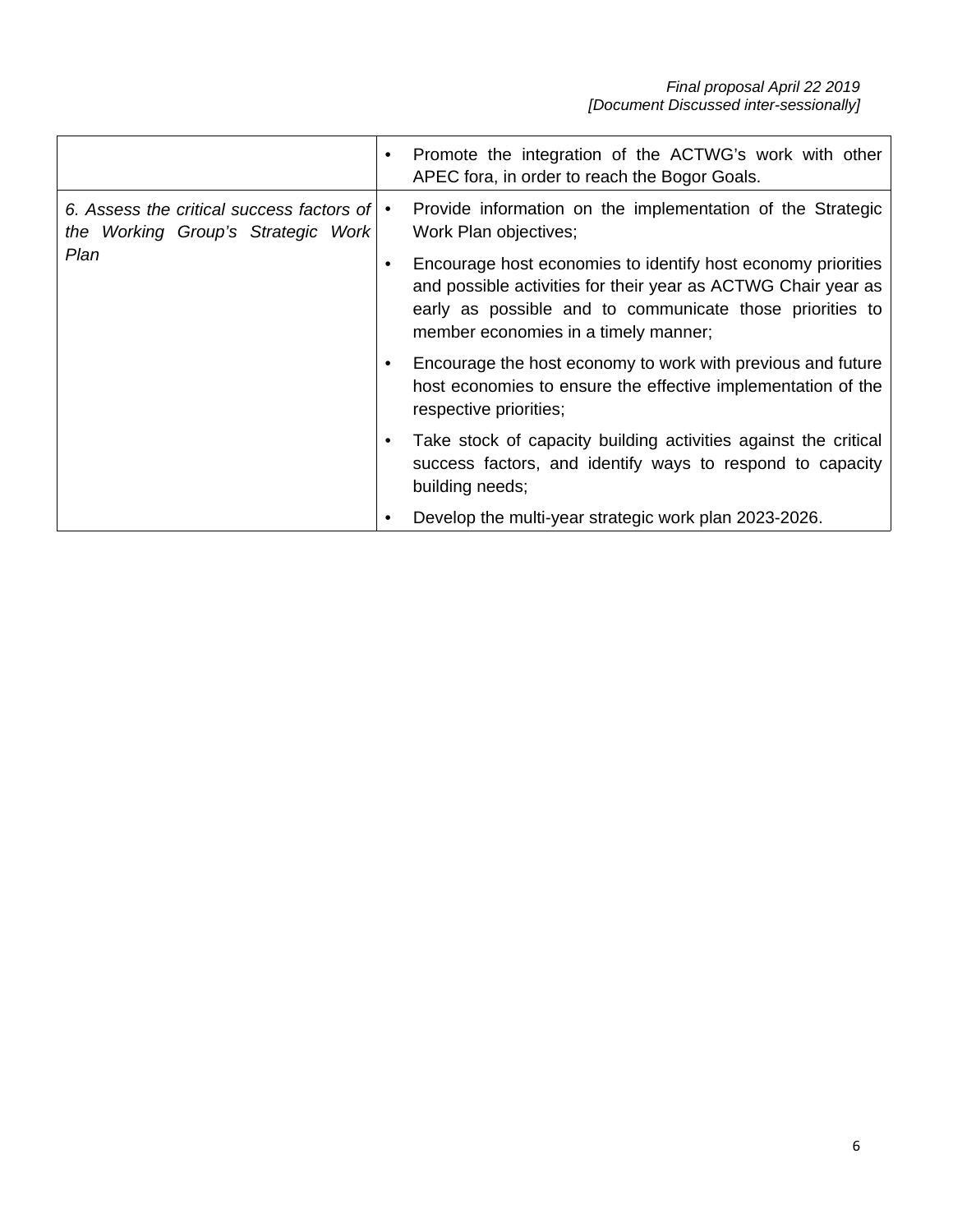*Final proposal April 22 2019*
*[Document Discussed inter-sessionally]*

| | |
|---|---|
| | • Promote the integration of the ACTWG's work with other APEC fora, in order to reach the Bogor Goals. |
| *6. Assess the critical success factors of the Working Group's Strategic Work Plan* | • Provide information on the implementation of the Strategic Work Plan objectives;<br>• Encourage host economies to identify host economy priorities and possible activities for their year as ACTWG Chair year as early as possible and to communicate those priorities to member economies in a timely manner;<br>• Encourage the host economy to work with previous and future host economies to ensure the effective implementation of the respective priorities;<br>• Take stock of capacity building activities against the critical success factors, and identify ways to respond to capacity building needs;<br>• Develop the multi-year strategic work plan 2023-2026. |